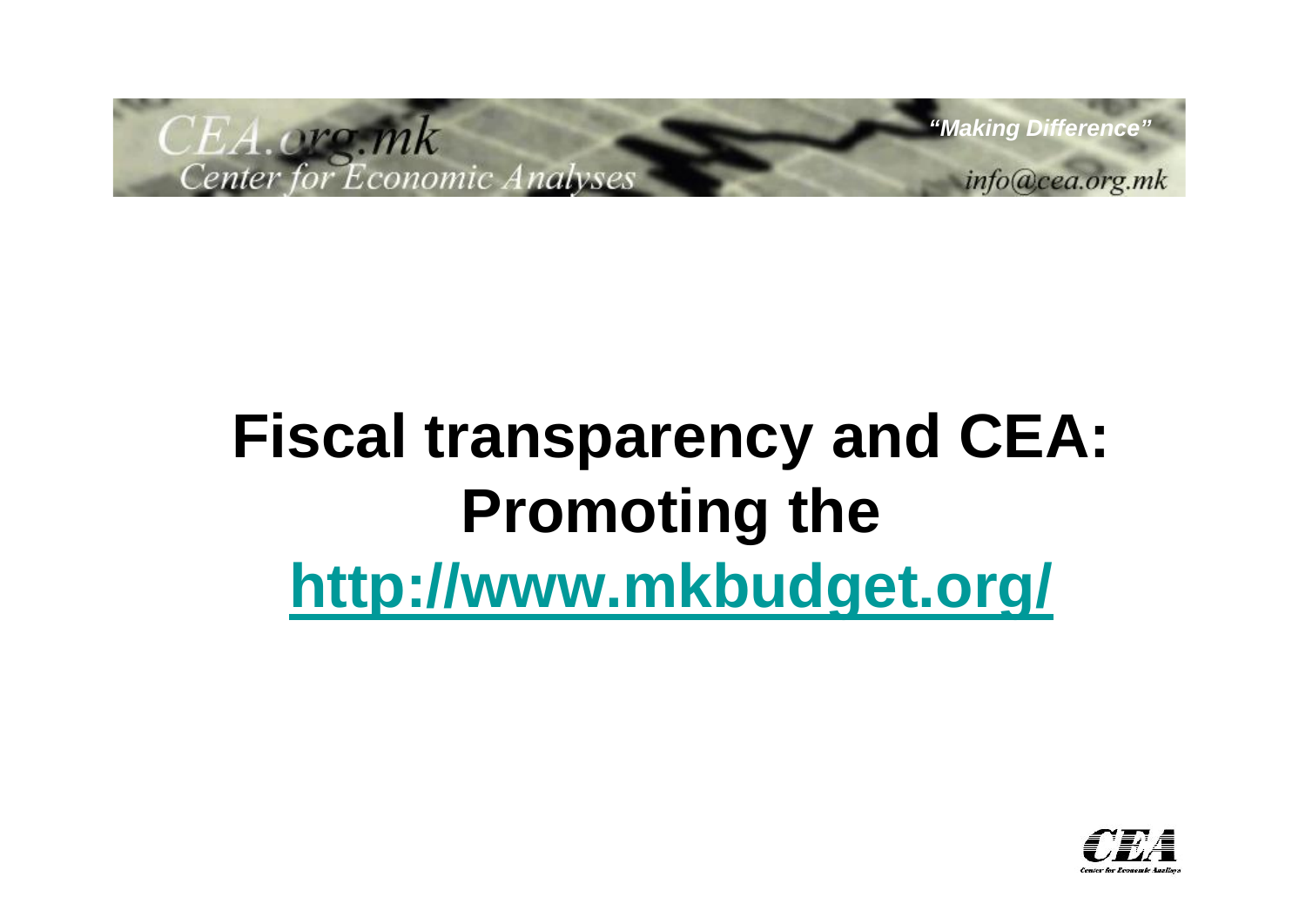CEA.org.mk
Center for Economic Analyses

*"Making Difference"*

info@cea.org.mk

# Fiscal transparency and CEA: Promoting the http://www.mkbudget.org/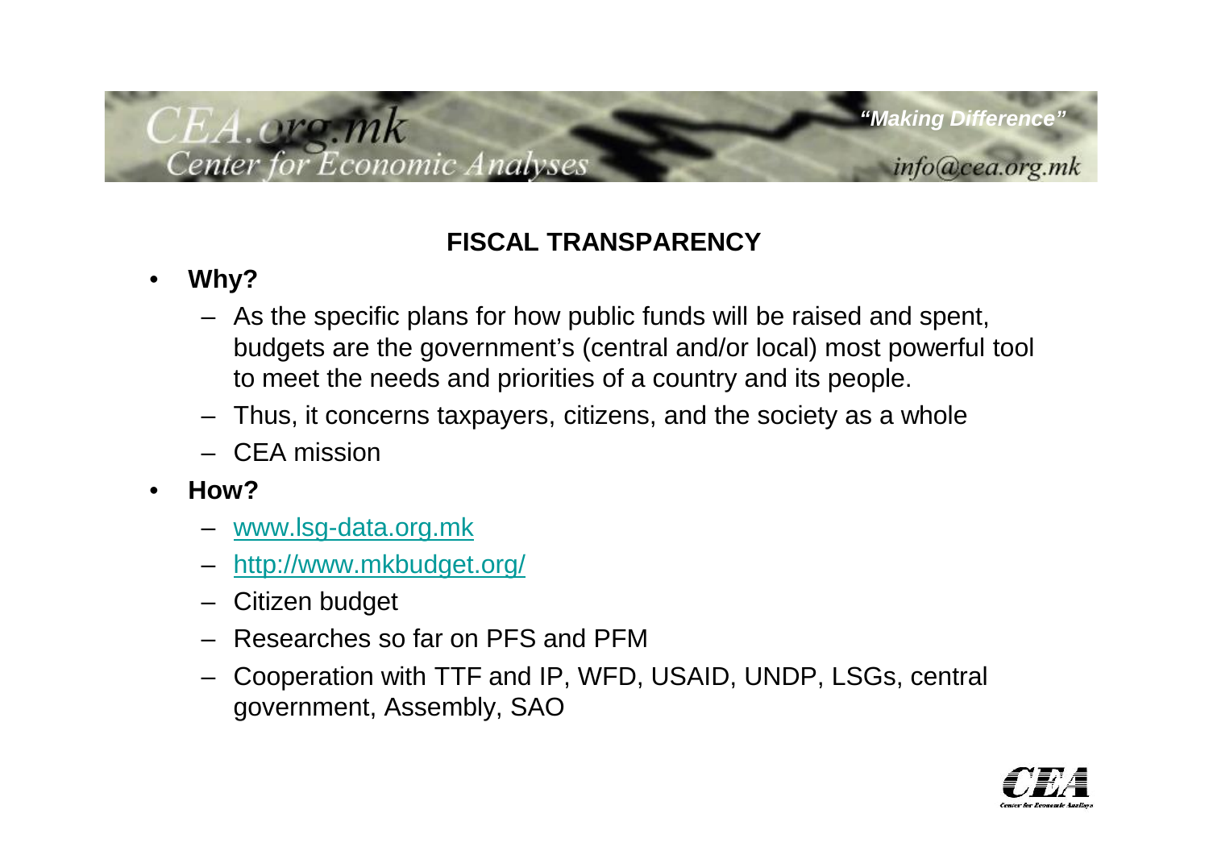# FISCAL TRANSPARENCY

- **Why?**
  - As the specific plans for how public funds will be raised and spent, budgets are the government's (central and/or local) most powerful tool to meet the needs and priorities of a country and its people.
  - Thus, it concerns taxpayers, citizens, and the society as a whole
  - CEA mission
- **How?**
  - www.lsg-data.org.mk
  - http://www.mkbudget.org/
  - Citizen budget
  - Researches so far on PFS and PFM
  - Cooperation with TTF and IP, WFD, USAID, UNDP, LSGs, central government, Assembly, SAO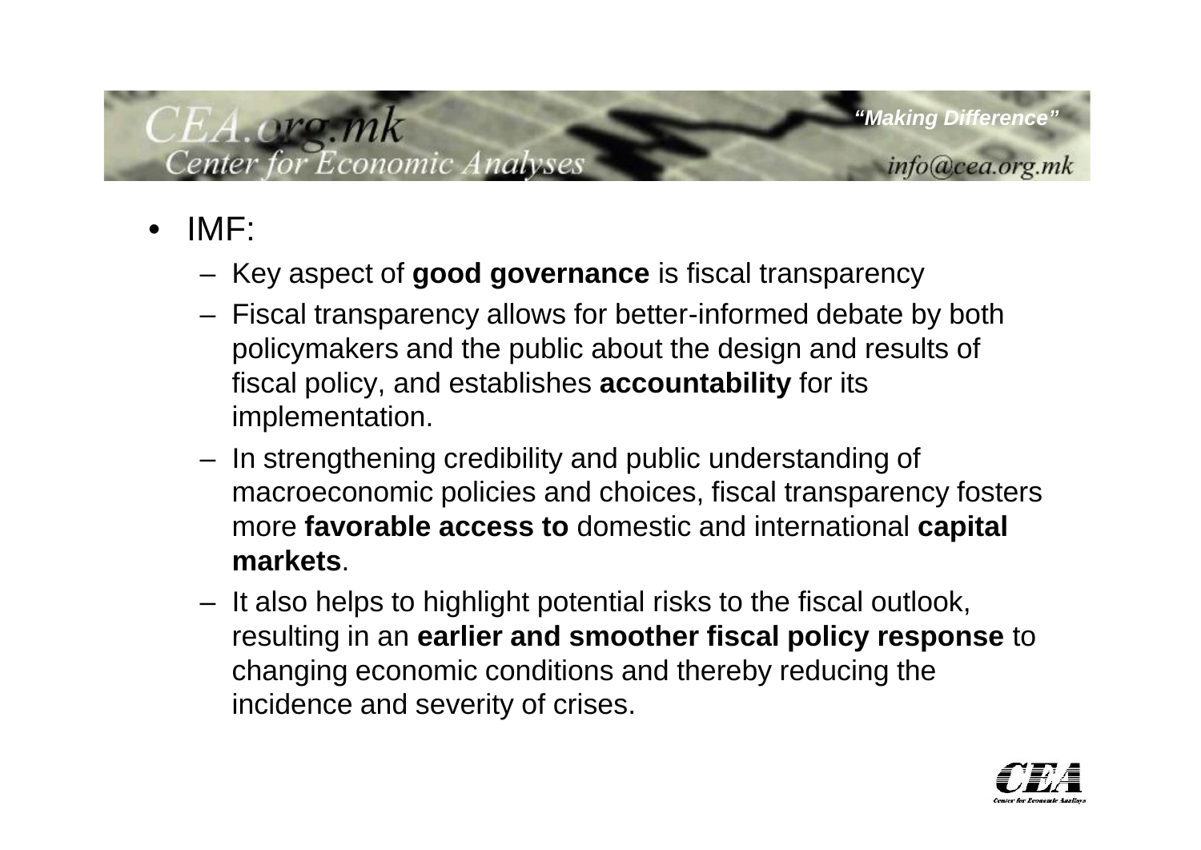- IMF:
  - Key aspect of **good governance** is fiscal transparency
  - Fiscal transparency allows for better-informed debate by both policymakers and the public about the design and results of fiscal policy, and establishes **accountability** for its implementation.
  - In strengthening credibility and public understanding of macroeconomic policies and choices, fiscal transparency fosters more **favorable access to** domestic and international **capital markets**.
  - It also helps to highlight potential risks to the fiscal outlook, resulting in an **earlier and smoother fiscal policy response** to changing economic conditions and thereby reducing the incidence and severity of crises.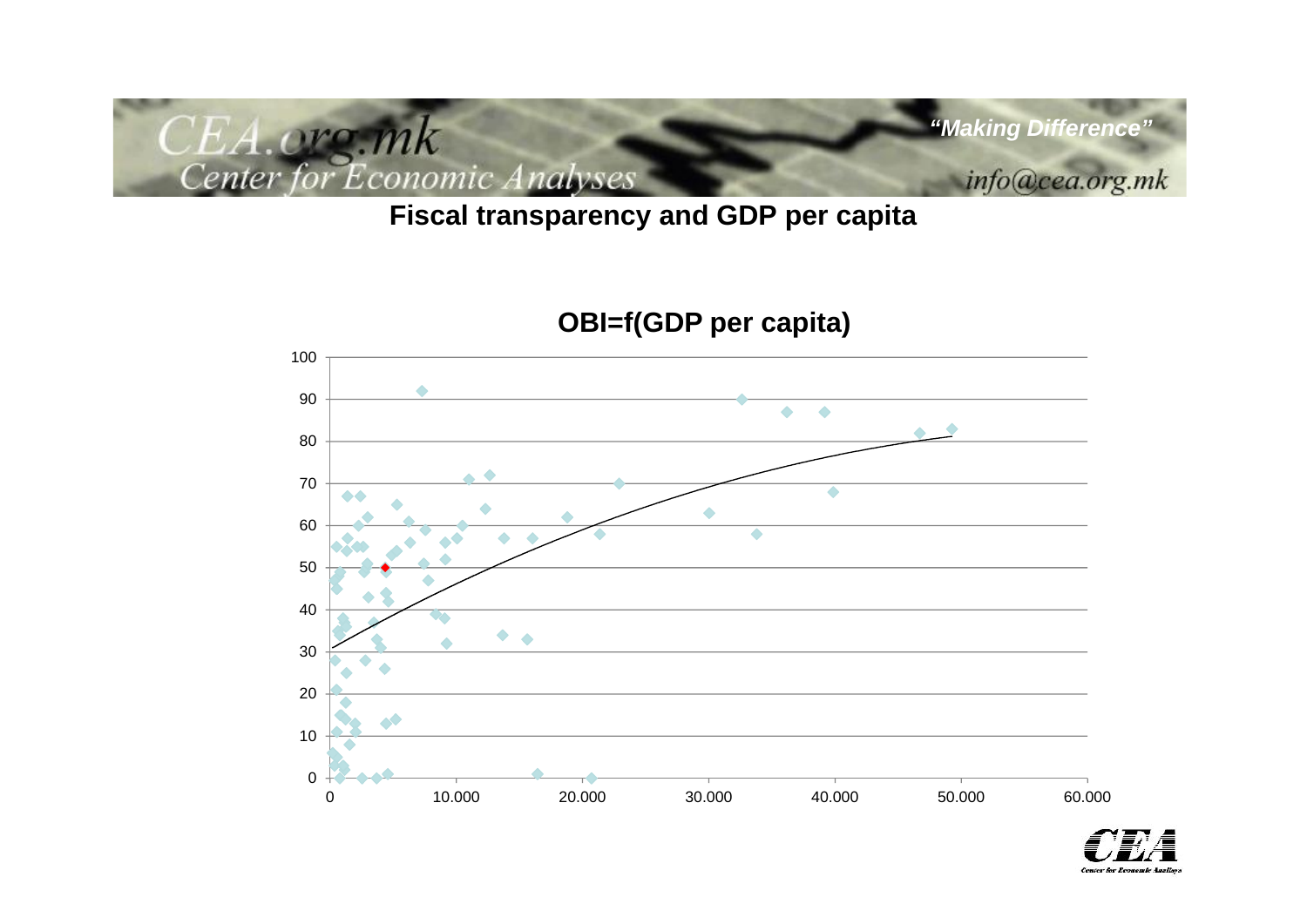# Fiscal transparency and GDP per capita

**OBI=f(GDP per capita)**

100
90
80
70
60
50
40
30
20
10
0

0
10.000
20.000
30.000
40.000
50.000
60.000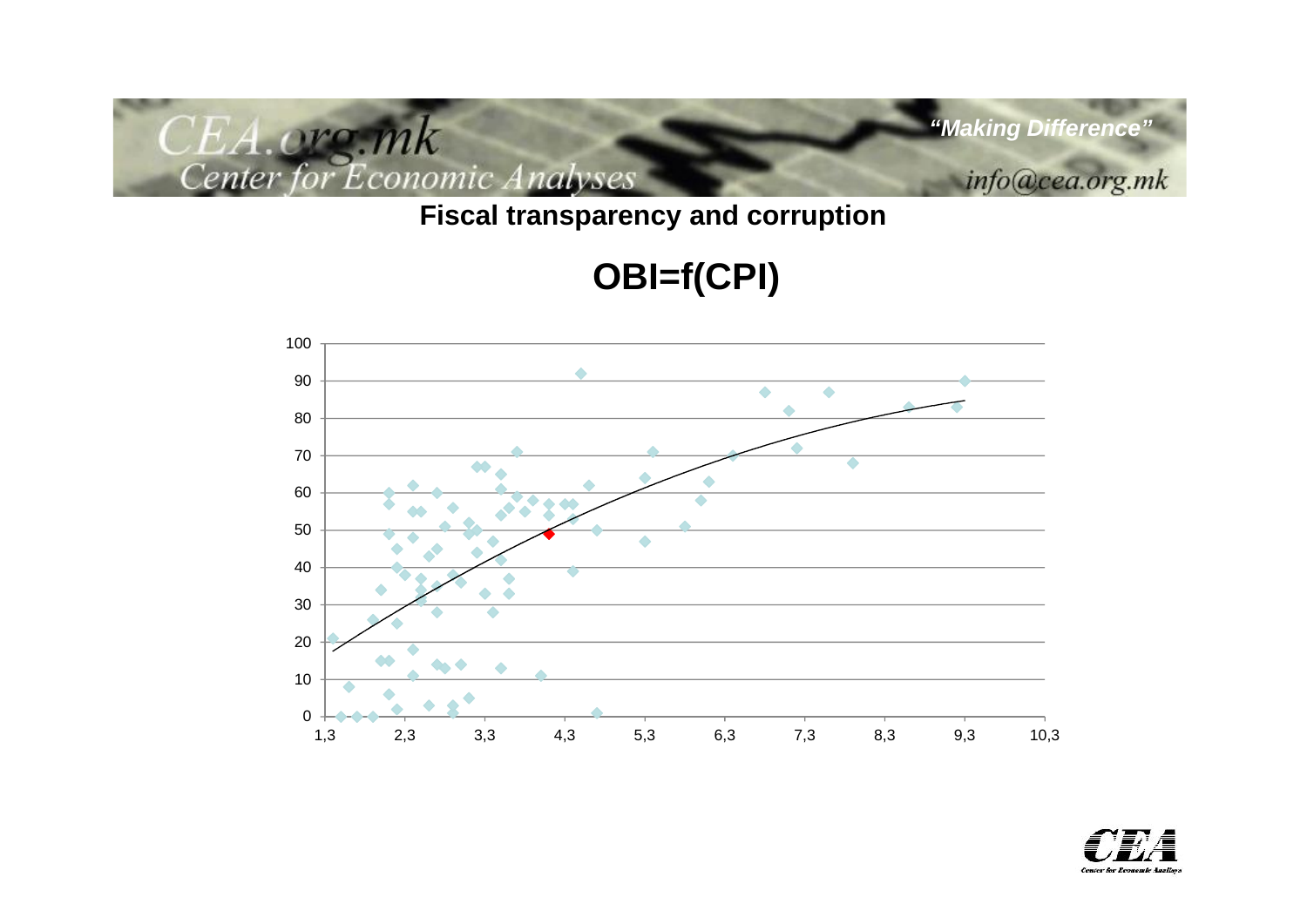## Fiscal transparency and corruption

# OBI=f(CPI)

100
90
80
70
60
50
40
30
20
10
0

1,3
2,3
3,3
4,3
5,3
6,3
7,3
8,3
9,3
10,3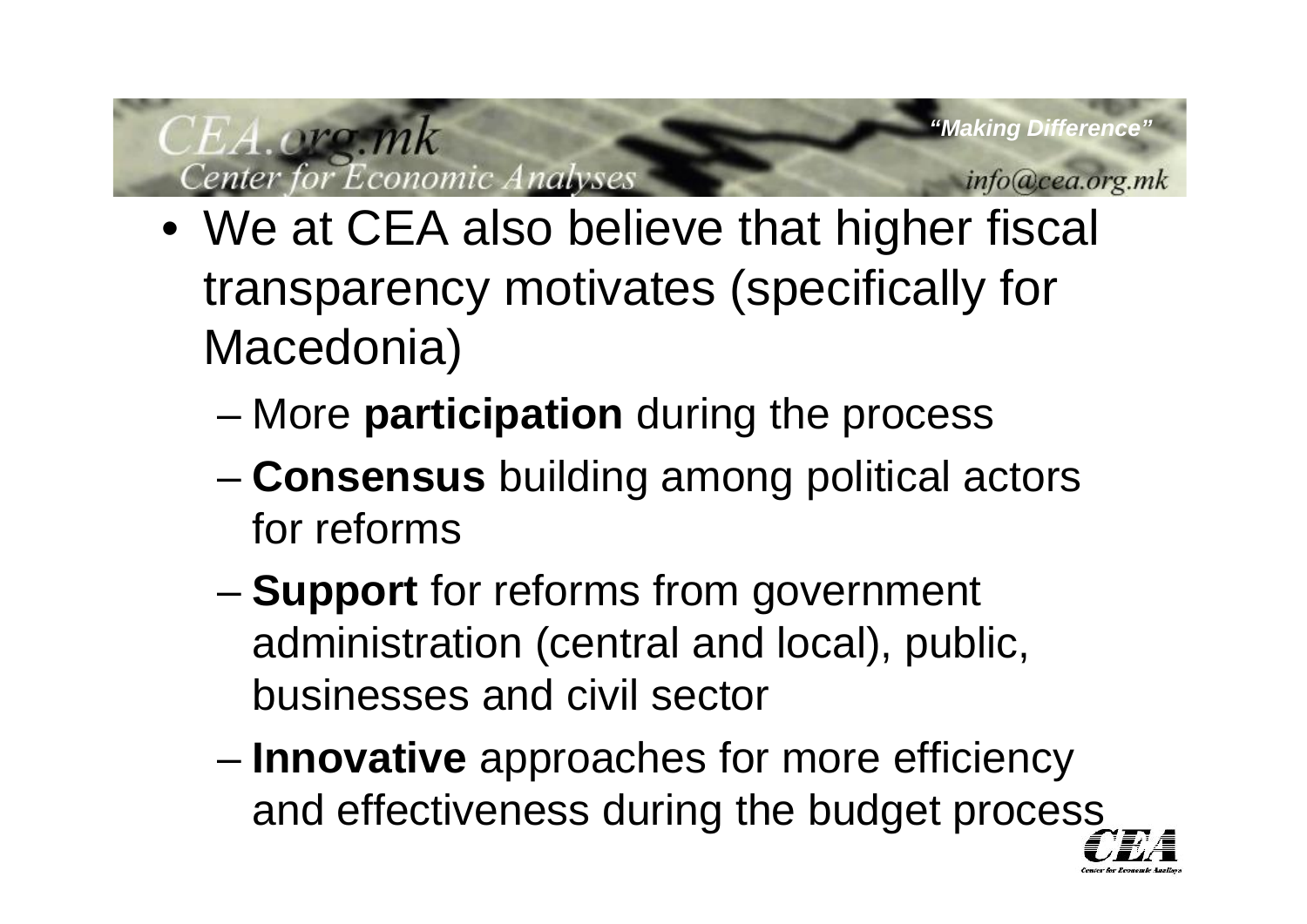- We at CEA also believe that higher fiscal transparency motivates (specifically for Macedonia)
  - More **participation** during the process
  - **Consensus** building among political actors for reforms
  - **Support** for reforms from government administration (central and local), public, businesses and civil sector
  - **Innovative** approaches for more efficiency and effectiveness during the budget process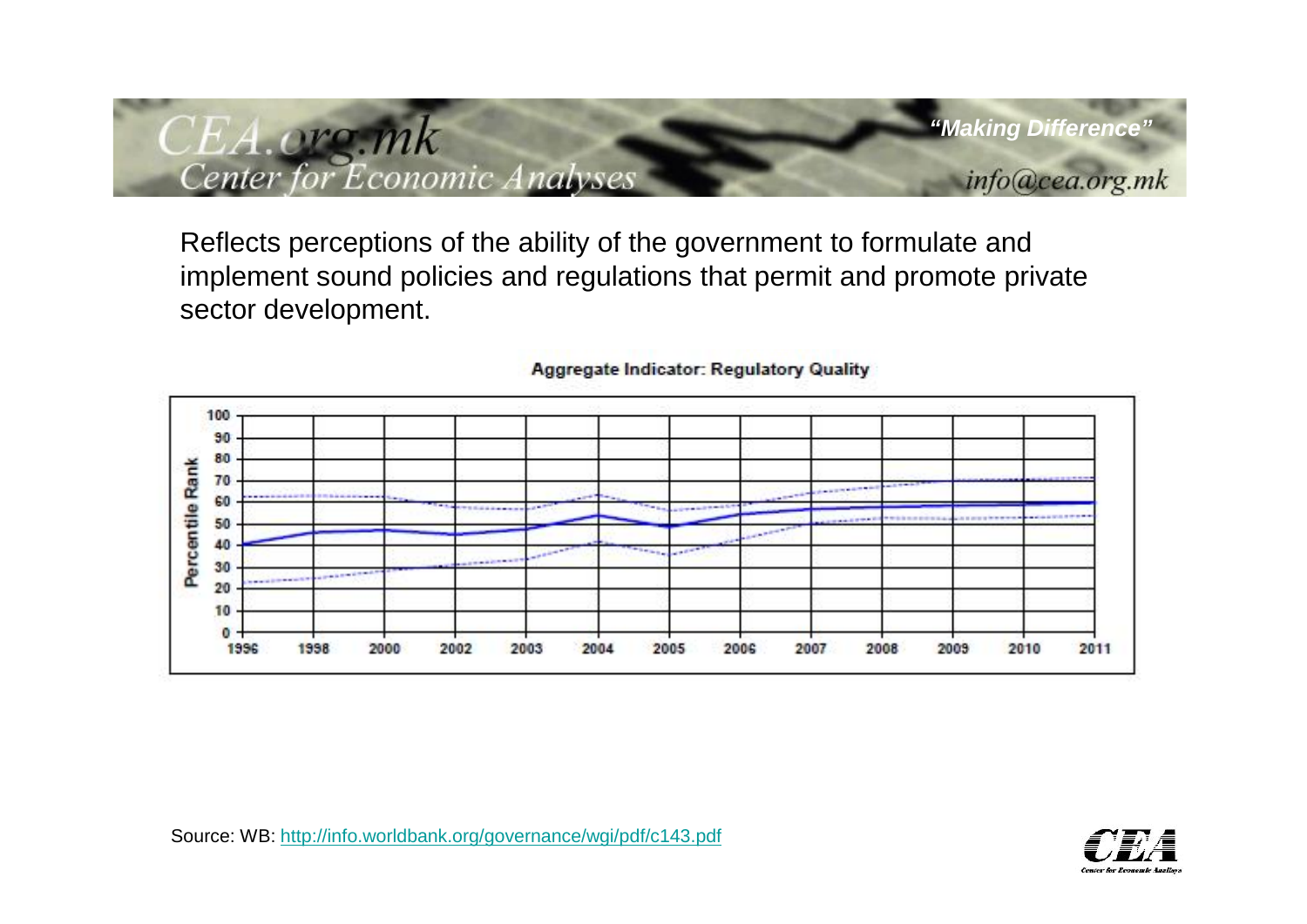Reflects perceptions of the ability of the government to formulate and implement sound policies and regulations that permit and promote private sector development.

Aggregate Indicator: Regulatory Quality

Percentile Rank

100
90
80
70
60
50
40
30
20
10
0

1996 1998 2000 2002 2003 2004 2005 2006 2007 2008 2009 2010 2011

Source: WB: [http://info.worldbank.org/governance/wgi/pdf/c143.pdf](http://info.worldbank.org/governance/wgi/pdf/c143.pdf)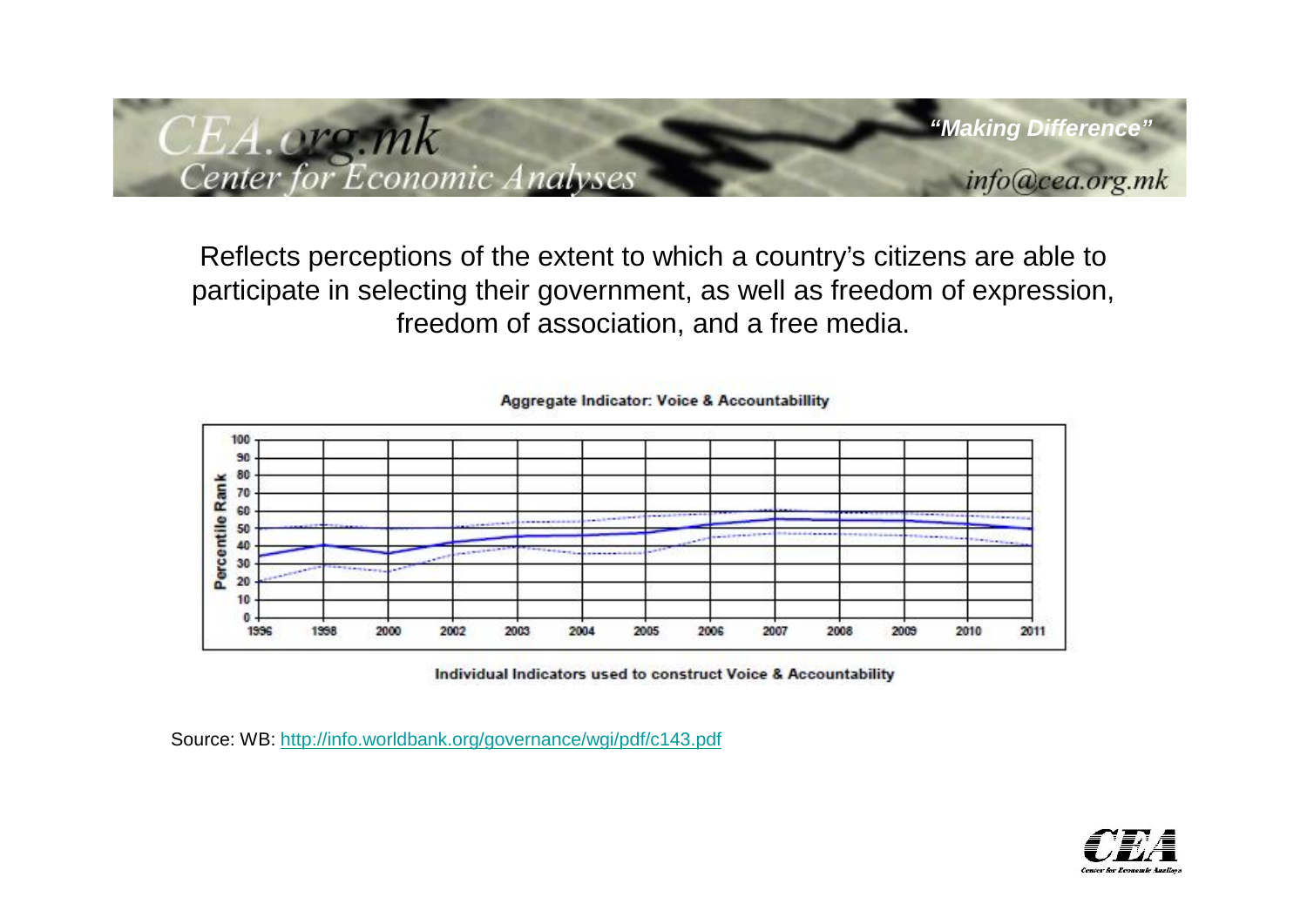Reflects perceptions of the extent to which a country's citizens are able to participate in selecting their government, as well as freedom of expression, freedom of association, and a free media.

Aggregate Indicator: Voice & Accountabillity

Percentile Rank

100
90
80
70
60
50
40
30
20
10
0

1996 1998 2000 2002 2003 2004 2005 2006 2007 2008 2009 2010 2011

Individual Indicators used to construct Voice & Accountability

Source: WB: http://info.worldbank.org/governance/wgi/pdf/c143.pdf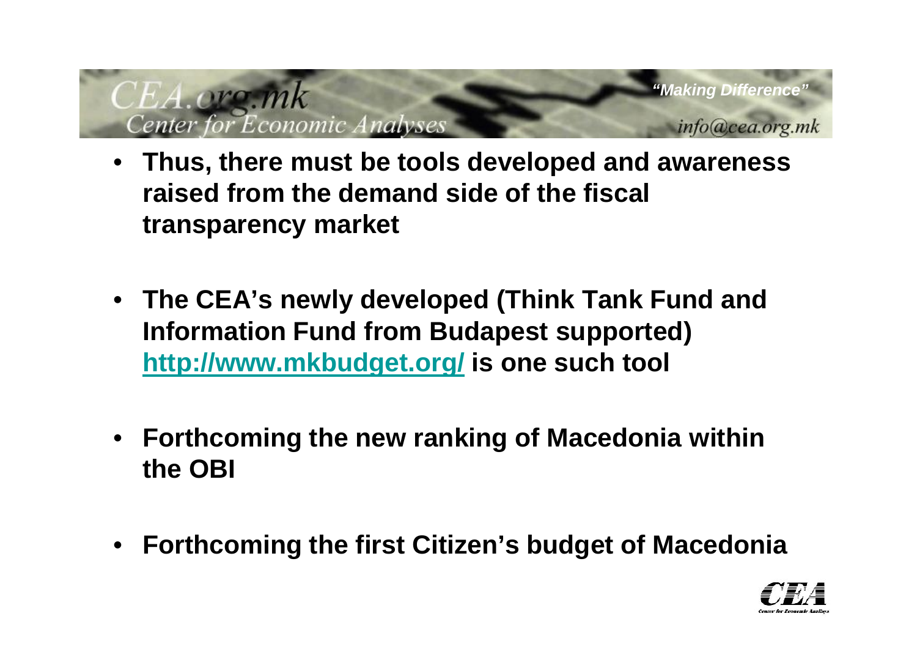- **Thus, there must be tools developed and awareness raised from the demand side of the fiscal transparency market**

- **The CEA's newly developed (Think Tank Fund and Information Fund from Budapest supported) [http://www.mkbudget.org/](http://www.mkbudget.org/) is one such tool**

- **Forthcoming the new ranking of Macedonia within the OBI**

- **Forthcoming the first Citizen's budget of Macedonia**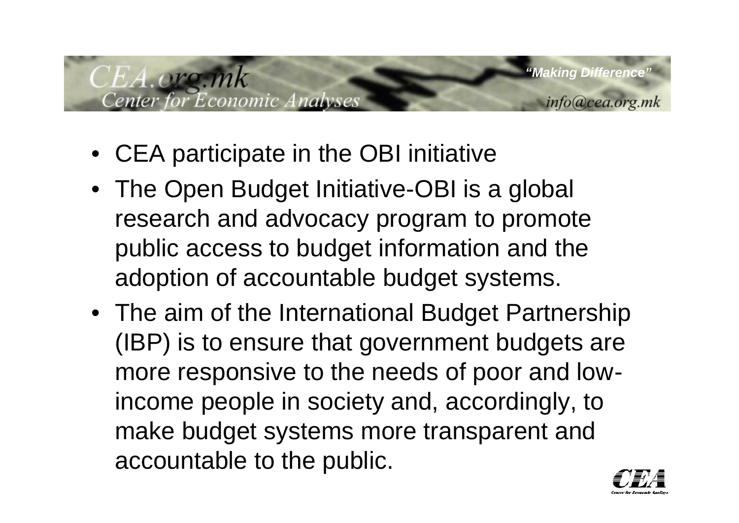- CEA participate in the OBI initiative
- The Open Budget Initiative-OBI is a global research and advocacy program to promote public access to budget information and the adoption of accountable budget systems.
- The aim of the International Budget Partnership (IBP) is to ensure that government budgets are more responsive to the needs of poor and low-income people in society and, accordingly, to make budget systems more transparent and accountable to the public.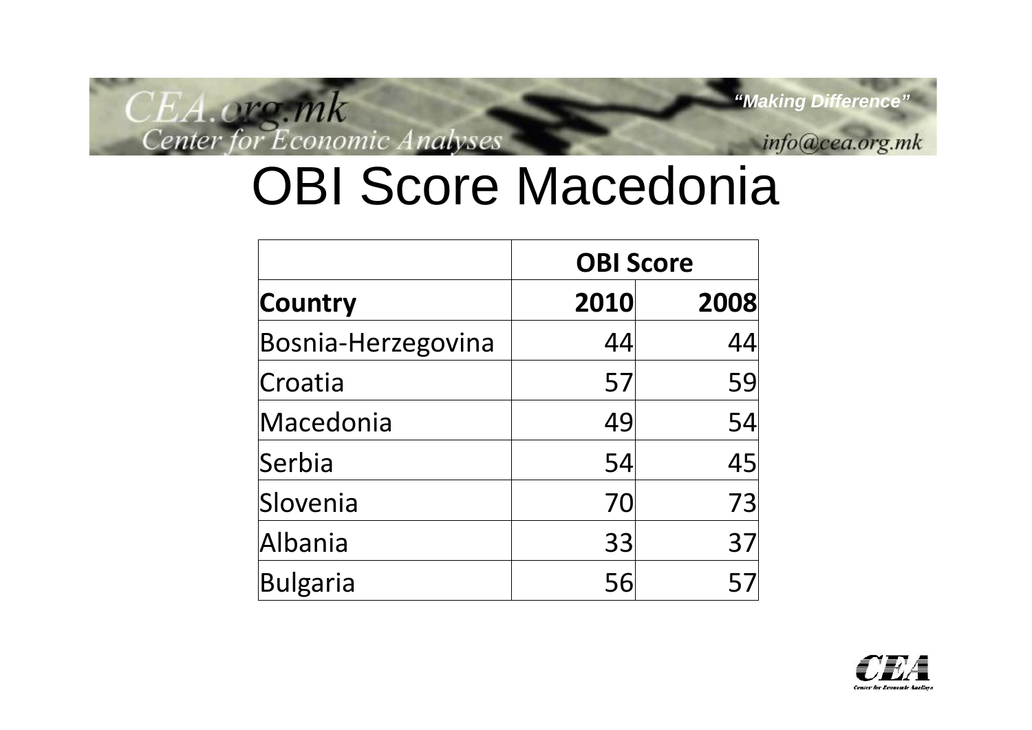# OBI Score Macedonia

| | OBI Score | |
|---|---|---|
| **Country** | **2010** | **2008** |
| Bosnia-Herzegovina | 44 | 44 |
| Croatia | 57 | 59 |
| Macedonia | 49 | 54 |
| Serbia | 54 | 45 |
| Slovenia | 70 | 73 |
| Albania | 33 | 37 |
| Bulgaria | 56 | 57 |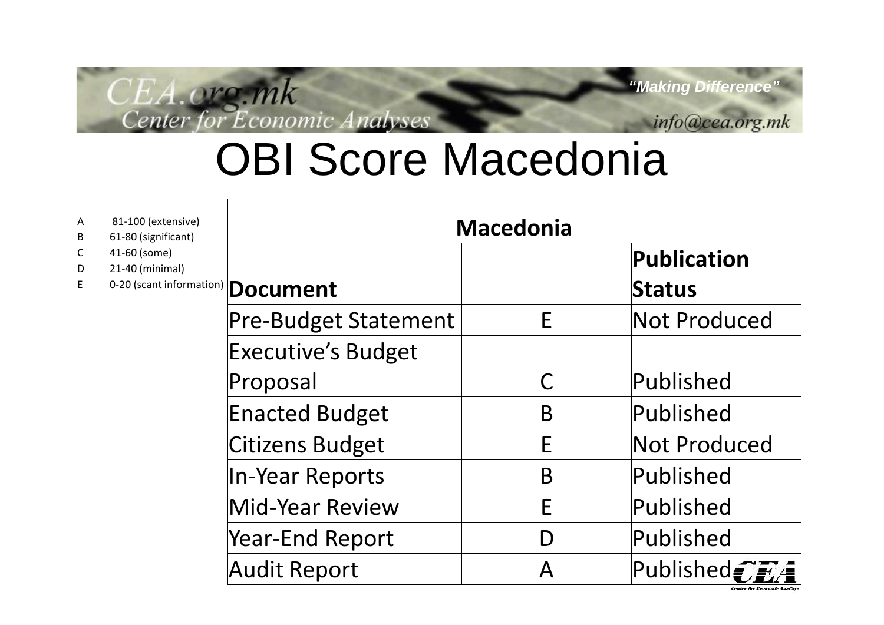# OBI Score Macedonia

A 81-100 (extensive)
B 61-80 (significant)
C 41-60 (some)
D 21-40 (minimal)
E 0-20 (scant information)

| Macedonia | | |
|---|---|---|
| **Document** | | **Publication Status** |
| Pre-Budget Statement | E | Not Produced |
| Executive's Budget Proposal | C | Published |
| Enacted Budget | B | Published |
| Citizens Budget | E | Not Produced |
| In-Year Reports | B | Published |
| Mid-Year Review | E | Published |
| Year-End Report | D | Published |
| Audit Report | A | Published |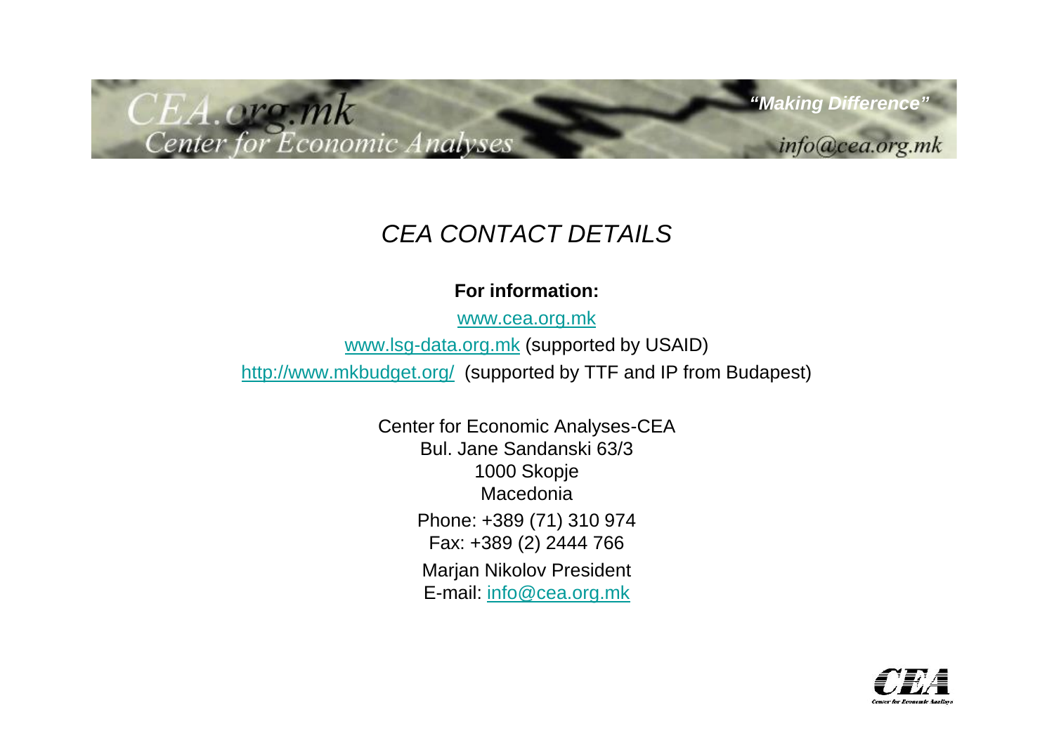# CEA CONTACT DETAILS

**For information:**

www.cea.org.mk

www.lsg-data.org.mk (supported by USAID)

http://www.mkbudget.org/ (supported by TTF and IP from Budapest)

Center for Economic Analyses-CEA
Bul. Jane Sandanski 63/3
1000 Skopje
Macedonia

Phone: +389 (71) 310 974
Fax: +389 (2) 2444 766

Marjan Nikolov President
E-mail: info@cea.org.mk